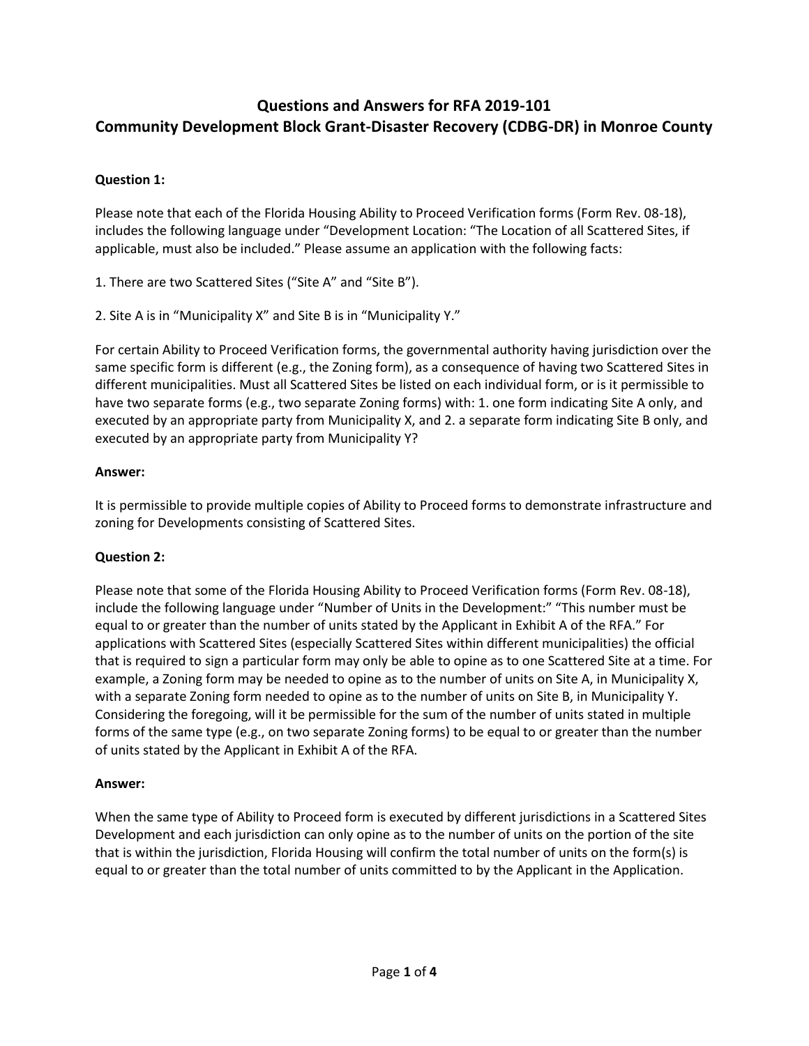# Questions and Answers for RFA 2019-101
# Community Development Block Grant-Disaster Recovery (CDBG-DR) in Monroe County

**Question 1:**

Please note that each of the Florida Housing Ability to Proceed Verification forms (Form Rev. 08-18), includes the following language under "Development Location: "The Location of all Scattered Sites, if applicable, must also be included." Please assume an application with the following facts:

1. There are two Scattered Sites ("Site A" and "Site B").

2. Site A is in "Municipality X" and Site B is in "Municipality Y."

For certain Ability to Proceed Verification forms, the governmental authority having jurisdiction over the same specific form is different (e.g., the Zoning form), as a consequence of having two Scattered Sites in different municipalities. Must all Scattered Sites be listed on each individual form, or is it permissible to have two separate forms (e.g., two separate Zoning forms) with: 1. one form indicating Site A only, and executed by an appropriate party from Municipality X, and 2. a separate form indicating Site B only, and executed by an appropriate party from Municipality Y?

**Answer:**

It is permissible to provide multiple copies of Ability to Proceed forms to demonstrate infrastructure and zoning for Developments consisting of Scattered Sites.

**Question 2:**

Please note that some of the Florida Housing Ability to Proceed Verification forms (Form Rev. 08-18), include the following language under "Number of Units in the Development:" "This number must be equal to or greater than the number of units stated by the Applicant in Exhibit A of the RFA." For applications with Scattered Sites (especially Scattered Sites within different municipalities) the official that is required to sign a particular form may only be able to opine as to one Scattered Site at a time. For example, a Zoning form may be needed to opine as to the number of units on Site A, in Municipality X, with a separate Zoning form needed to opine as to the number of units on Site B, in Municipality Y. Considering the foregoing, will it be permissible for the sum of the number of units stated in multiple forms of the same type (e.g., on two separate Zoning forms) to be equal to or greater than the number of units stated by the Applicant in Exhibit A of the RFA.

**Answer:**

When the same type of Ability to Proceed form is executed by different jurisdictions in a Scattered Sites Development and each jurisdiction can only opine as to the number of units on the portion of the site that is within the jurisdiction, Florida Housing will confirm the total number of units on the form(s) is equal to or greater than the total number of units committed to by the Applicant in the Application.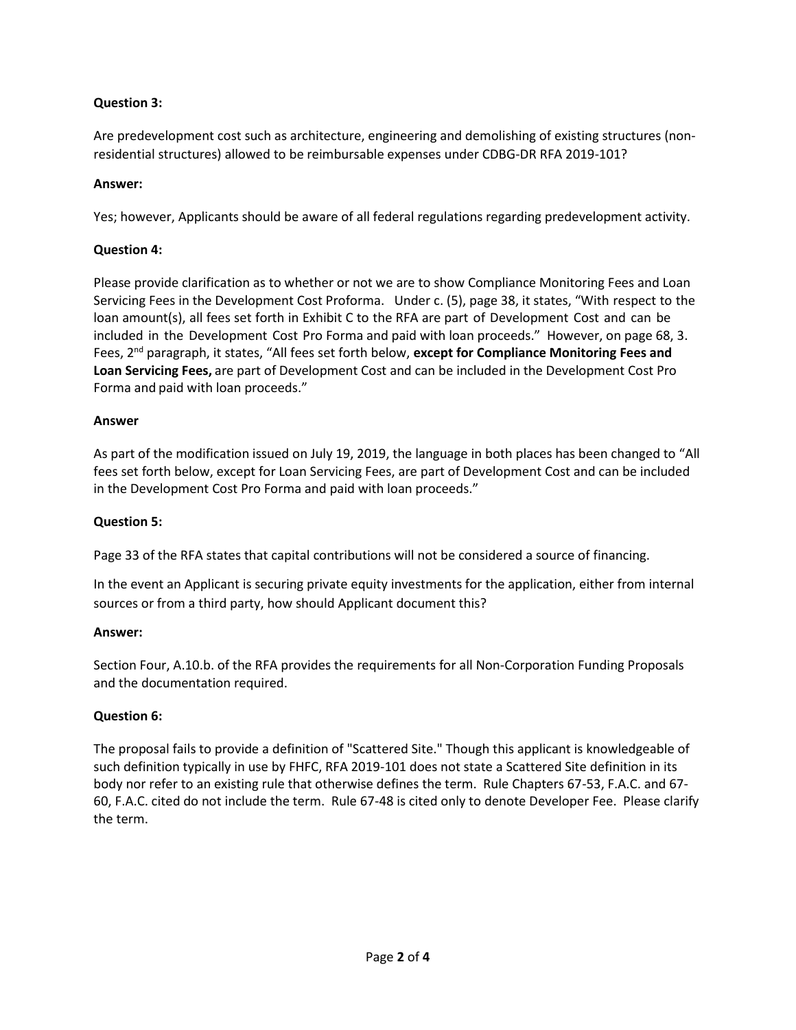**Question 3:**

Are predevelopment cost such as architecture, engineering and demolishing of existing structures (non-residential structures) allowed to be reimbursable expenses under CDBG-DR RFA 2019-101?

**Answer:**

Yes; however, Applicants should be aware of all federal regulations regarding predevelopment activity.

**Question 4:**

Please provide clarification as to whether or not we are to show Compliance Monitoring Fees and Loan Servicing Fees in the Development Cost Proforma. Under c. (5), page 38, it states, "With respect to the loan amount(s), all fees set forth in Exhibit C to the RFA are part of Development Cost and can be included in the Development Cost Pro Forma and paid with loan proceeds." However, on page 68, 3. Fees, 2nd paragraph, it states, "All fees set forth below, **except for Compliance Monitoring Fees and Loan Servicing Fees,** are part of Development Cost and can be included in the Development Cost Pro Forma and paid with loan proceeds."

**Answer**

As part of the modification issued on July 19, 2019, the language in both places has been changed to "All fees set forth below, except for Loan Servicing Fees, are part of Development Cost and can be included in the Development Cost Pro Forma and paid with loan proceeds."

**Question 5:**

Page 33 of the RFA states that capital contributions will not be considered a source of financing.

In the event an Applicant is securing private equity investments for the application, either from internal sources or from a third party, how should Applicant document this?

**Answer:**

Section Four, A.10.b. of the RFA provides the requirements for all Non-Corporation Funding Proposals and the documentation required.

**Question 6:**

The proposal fails to provide a definition of "Scattered Site." Though this applicant is knowledgeable of such definition typically in use by FHFC, RFA 2019-101 does not state a Scattered Site definition in its body nor refer to an existing rule that otherwise defines the term. Rule Chapters 67-53, F.A.C. and 67-60, F.A.C. cited do not include the term. Rule 67-48 is cited only to denote Developer Fee. Please clarify the term.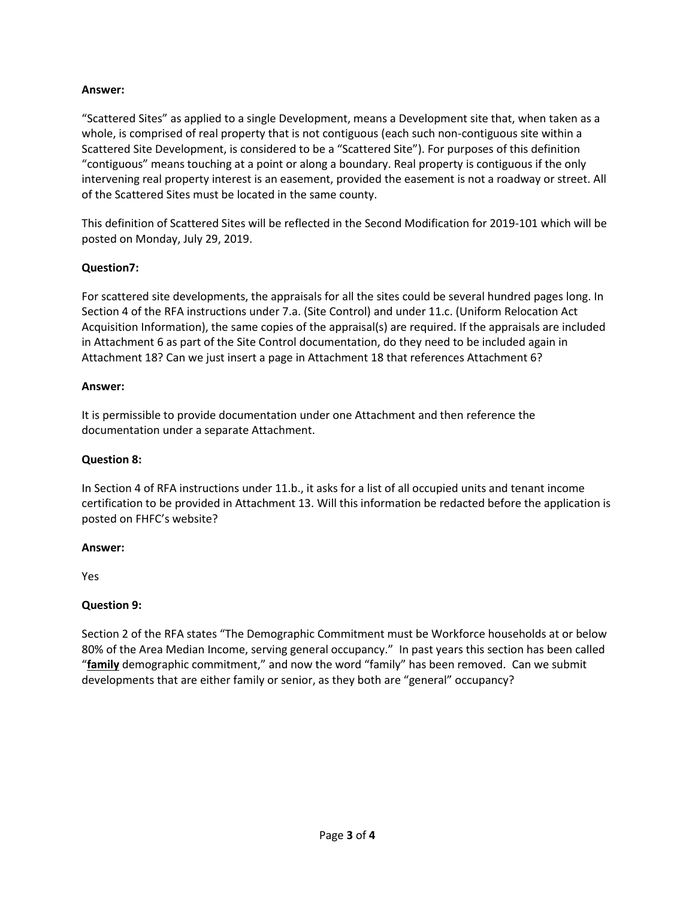**Answer:**

“Scattered Sites” as applied to a single Development, means a Development site that, when taken as a whole, is comprised of real property that is not contiguous (each such non-contiguous site within a Scattered Site Development, is considered to be a “Scattered Site”). For purposes of this definition “contiguous” means touching at a point or along a boundary. Real property is contiguous if the only intervening real property interest is an easement, provided the easement is not a roadway or street. All of the Scattered Sites must be located in the same county.

This definition of Scattered Sites will be reflected in the Second Modification for 2019-101 which will be posted on Monday, July 29, 2019.

**Question7:**

For scattered site developments, the appraisals for all the sites could be several hundred pages long. In Section 4 of the RFA instructions under 7.a. (Site Control) and under 11.c. (Uniform Relocation Act Acquisition Information), the same copies of the appraisal(s) are required. If the appraisals are included in Attachment 6 as part of the Site Control documentation, do they need to be included again in Attachment 18? Can we just insert a page in Attachment 18 that references Attachment 6?

**Answer:**

It is permissible to provide documentation under one Attachment and then reference the documentation under a separate Attachment.

**Question 8:**

In Section 4 of RFA instructions under 11.b., it asks for a list of all occupied units and tenant income certification to be provided in Attachment 13. Will this information be redacted before the application is posted on FHFC’s website?

**Answer:**

Yes

**Question 9:**

Section 2 of the RFA states “The Demographic Commitment must be Workforce households at or below 80% of the Area Median Income, serving general occupancy.” In past years this section has been called “**<u>family</u>** demographic commitment,” and now the word “family” has been removed. Can we submit developments that are either family or senior, as they both are “general” occupancy?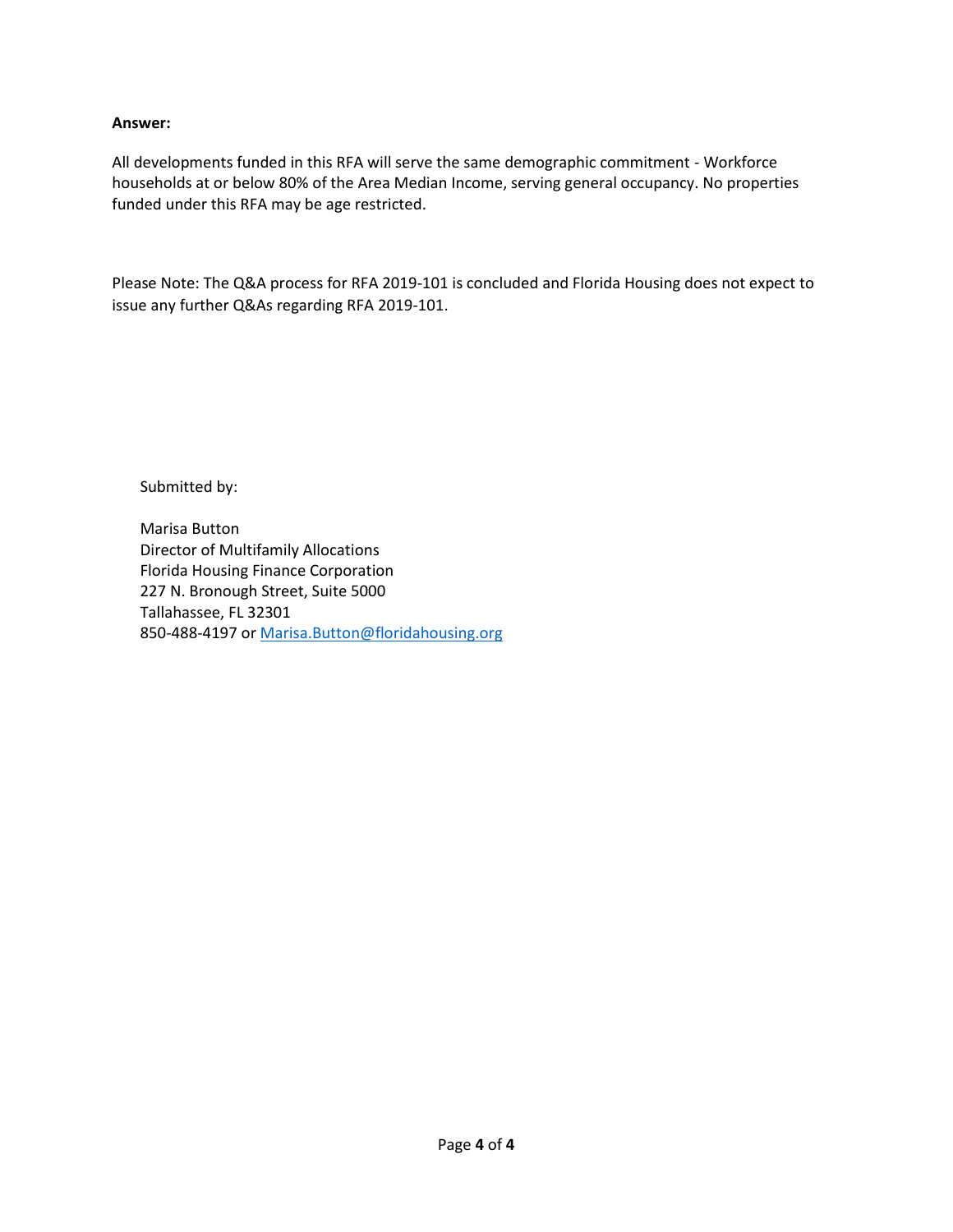**Answer:**

All developments funded in this RFA will serve the same demographic commitment - Workforce households at or below 80% of the Area Median Income, serving general occupancy. No properties funded under this RFA may be age restricted.

Please Note: The Q&A process for RFA 2019-101 is concluded and Florida Housing does not expect to issue any further Q&As regarding RFA 2019-101.

Submitted by:

Marisa Button
Director of Multifamily Allocations
Florida Housing Finance Corporation
227 N. Bronough Street, Suite 5000
Tallahassee, FL 32301
850-488-4197 or Marisa.Button@floridahousing.org